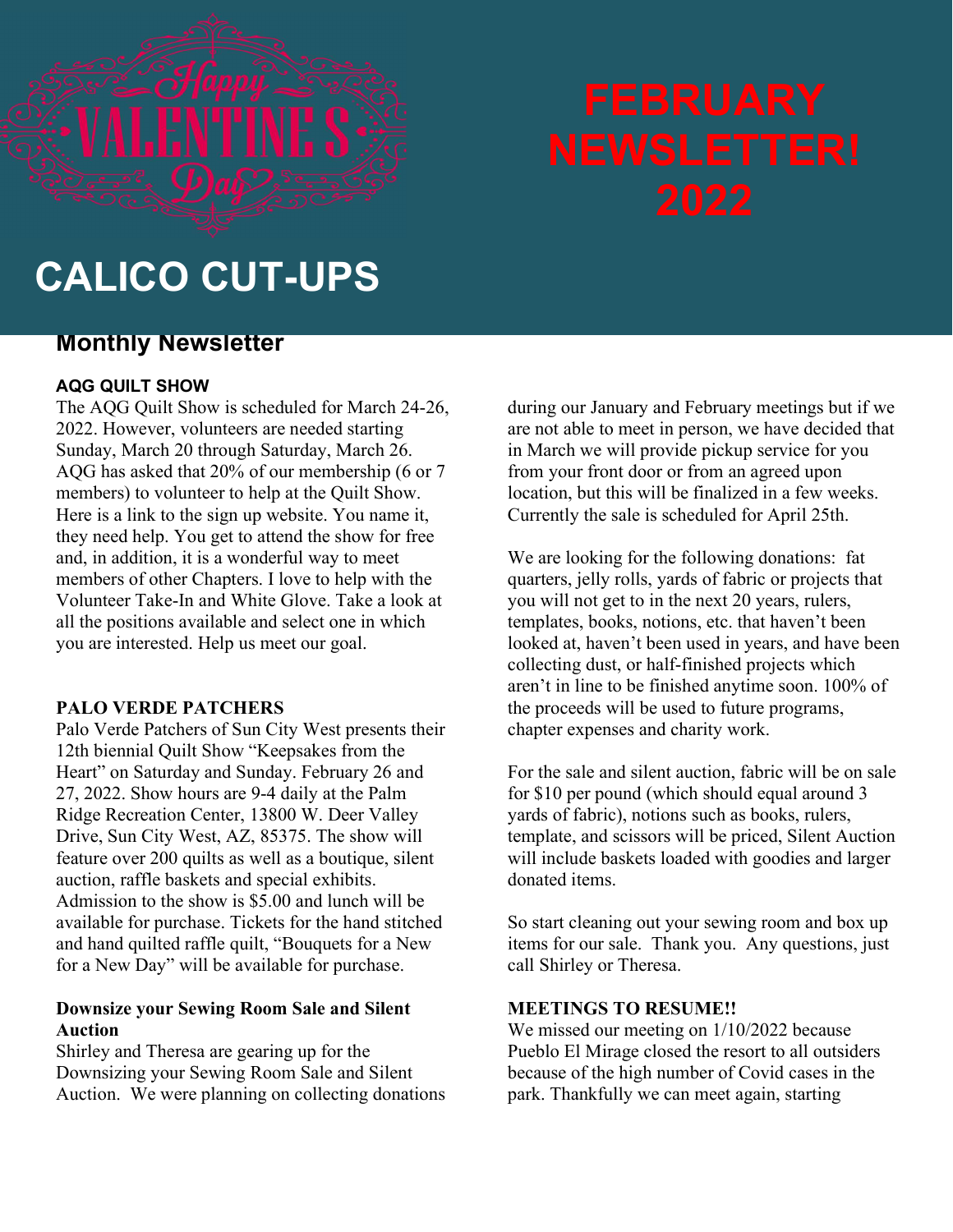# CALICO CUT-UPS

# FEBRUARY NEWSLETTER! 2022

## Monthly Newsletter

### AQG QUILT SHOW

The AQG Quilt Show is scheduled for March 24-26, 2022. However, volunteers are needed starting Sunday, March 20 through Saturday, March 26. AQG has asked that 20% of our membership (6 or 7 members) to volunteer to help at the Quilt Show. Here is a link to the sign up website. You name it, they need help. You get to attend the show for free and, in addition, it is a wonderful way to meet members of other Chapters. I love to help with the Volunteer Take-In and White Glove. Take a look at all the positions available and select one in which you are interested. Help us meet our goal.

### PALO VERDE PATCHERS

Palo Verde Patchers of Sun City West presents their 12th biennial Quilt Show "Keepsakes from the Heart" on Saturday and Sunday. February 26 and 27, 2022. Show hours are 9-4 daily at the Palm Ridge Recreation Center, 13800 W. Deer Valley Drive, Sun City West, AZ, 85375. The show will feature over 200 quilts as well as a boutique, silent auction, raffle baskets and special exhibits. Admission to the show is $5.00 and lunch will be available for purchase. Tickets for the hand stitched and hand quilted raffle quilt, "Bouquets for a New for a New Day" will be available for purchase.

### Downsize your Sewing Room Sale and Silent Auction

Shirley and Theresa are gearing up for the Downsizing your Sewing Room Sale and Silent Auction. We were planning on collecting donations during our January and February meetings but if we are not able to meet in person, we have decided that in March we will provide pickup service for you from your front door or from an agreed upon location, but this will be finalized in a few weeks. Currently the sale is scheduled for April 25th.

We are looking for the following donations: fat quarters, jelly rolls, yards of fabric or projects that you will not get to in the next 20 years, rulers, templates, books, notions, etc. that haven't been looked at, haven't been used in years, and have been collecting dust, or half-finished projects which aren't in line to be finished anytime soon. 100% of the proceeds will be used to future programs, chapter expenses and charity work.

For the sale and silent auction, fabric will be on sale for $10 per pound (which should equal around 3 yards of fabric), notions such as books, rulers, template, and scissors will be priced, Silent Auction will include baskets loaded with goodies and larger donated items.

So start cleaning out your sewing room and box up items for our sale. Thank you. Any questions, just call Shirley or Theresa.

### MEETINGS TO RESUME!!

We missed our meeting on 1/10/2022 because Pueblo El Mirage closed the resort to all outsiders because of the high number of Covid cases in the park. Thankfully we can meet again, starting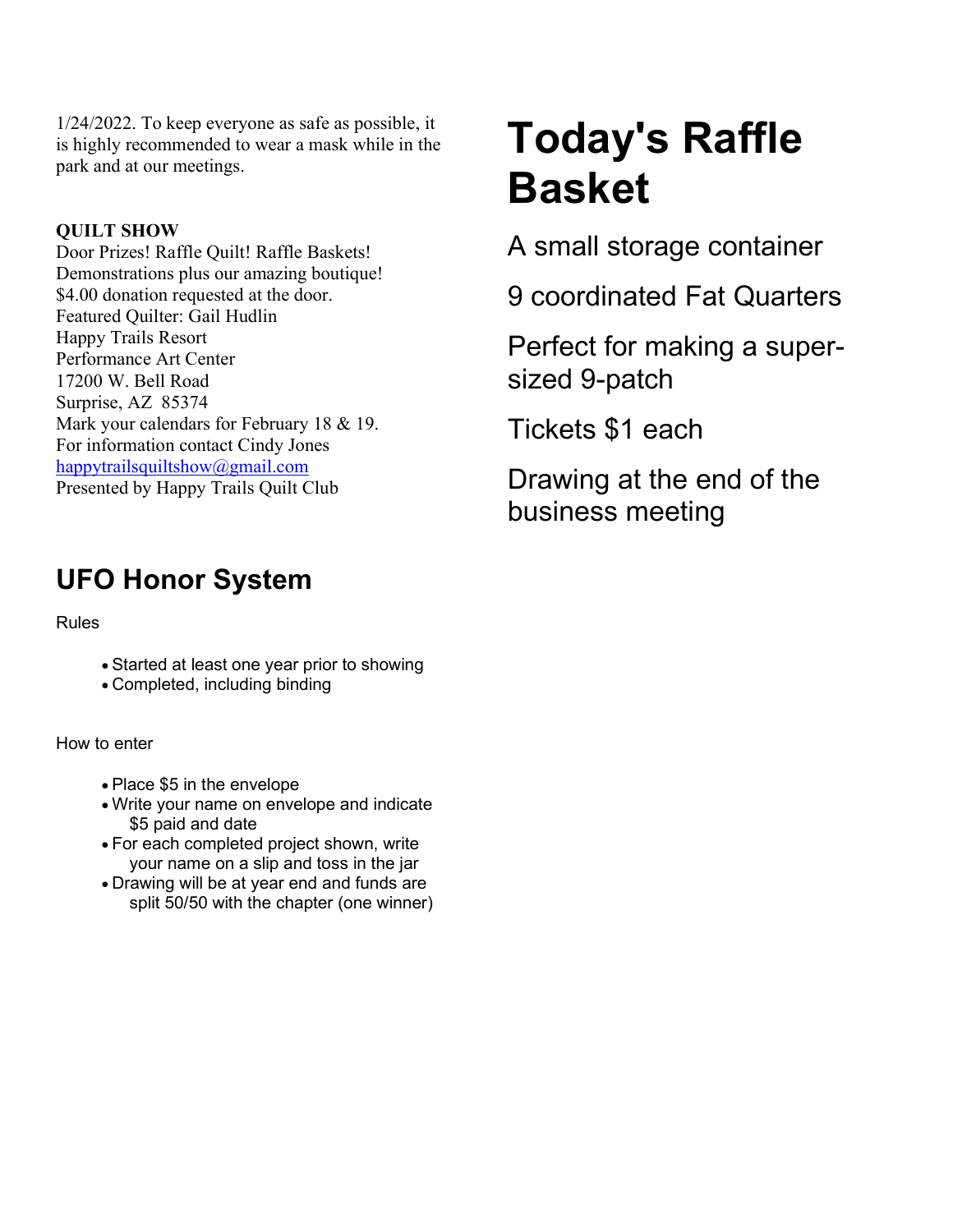1/24/2022. To keep everyone as safe as possible, it is highly recommended to wear a mask while in the park and at our meetings.

**QUILT SHOW**
Door Prizes! Raffle Quilt! Raffle Baskets!
Demonstrations plus our amazing boutique!
$4.00 donation requested at the door.
Featured Quilter: Gail Hudlin
Happy Trails Resort
Performance Art Center
17200 W. Bell Road
Surprise, AZ 85374
Mark your calendars for February 18 & 19.
For information contact Cindy Jones
happytrailsquiltshow@gmail.com
Presented by Happy Trails Quilt Club

## UFO Honor System

Rules

- Started at least one year prior to showing
- Completed, including binding

How to enter

- Place $5 in the envelope
- Write your name on envelope and indicate $5 paid and date
- For each completed project shown, write your name on a slip and toss in the jar
- Drawing will be at year end and funds are split 50/50 with the chapter (one winner)

# Today's Raffle Basket

A small storage container

9 coordinated Fat Quarters

Perfect for making a super-sized 9-patch

Tickets $1 each

Drawing at the end of the business meeting